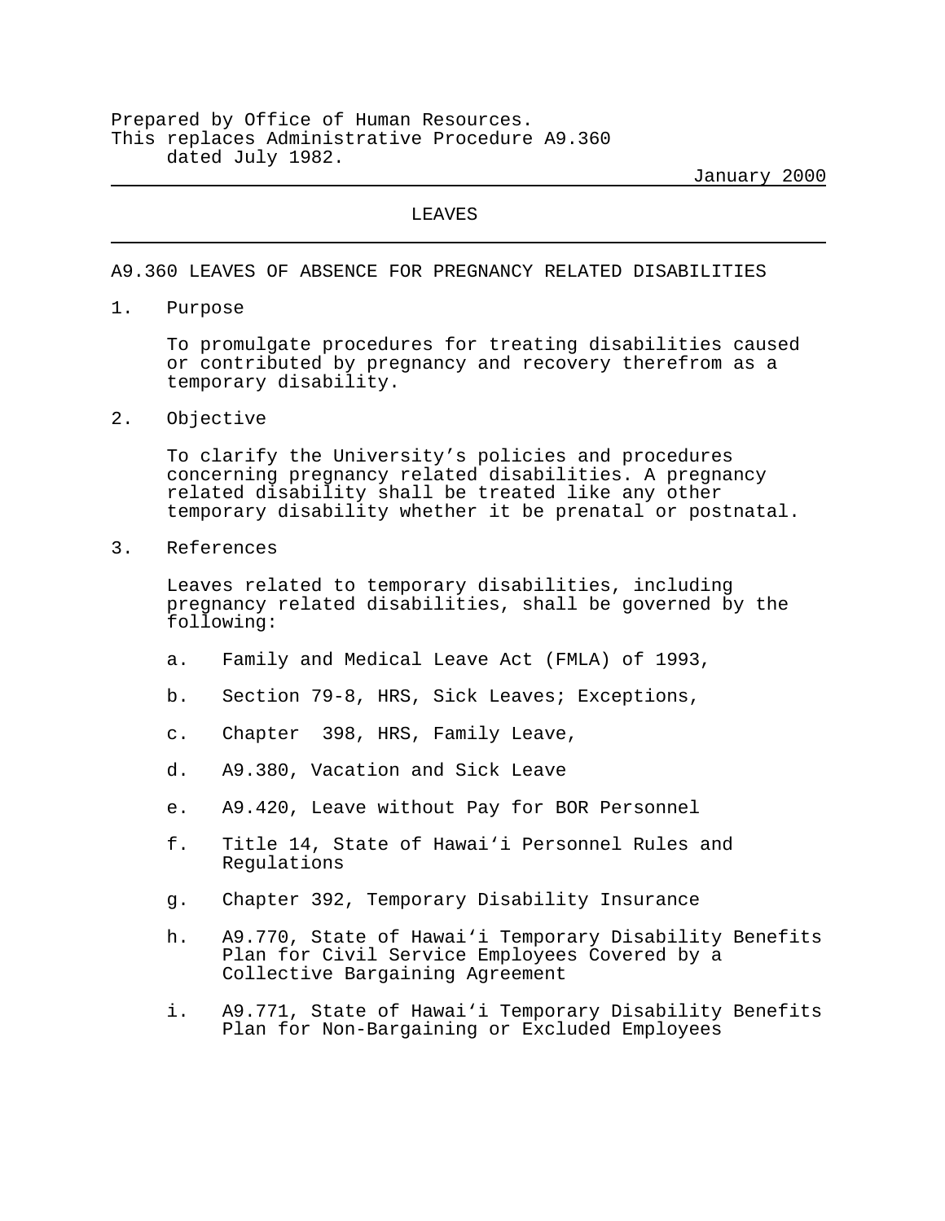Prepared by Office of Human Resources.
This replaces Administrative Procedure A9.360 dated July 1982.

January 2000

# LEAVES

## A9.360 LEAVES OF ABSENCE FOR PREGNANCY RELATED DISABILITIES

1. Purpose

   To promulgate procedures for treating disabilities caused or contributed by pregnancy and recovery therefrom as a temporary disability.

2. Objective

   To clarify the University's policies and procedures concerning pregnancy related disabilities. A pregnancy related disability shall be treated like any other temporary disability whether it be prenatal or postnatal.

3. References

   Leaves related to temporary disabilities, including pregnancy related disabilities, shall be governed by the following:

   a. Family and Medical Leave Act (FMLA) of 1993,

   b. Section 79-8, HRS, Sick Leaves; Exceptions,

   c. Chapter 398, HRS, Family Leave,

   d. A9.380, Vacation and Sick Leave

   e. A9.420, Leave without Pay for BOR Personnel

   f. Title 14, State of Hawaiʻi Personnel Rules and Regulations

   g. Chapter 392, Temporary Disability Insurance

   h. A9.770, State of Hawaiʻi Temporary Disability Benefits Plan for Civil Service Employees Covered by a Collective Bargaining Agreement

   i. A9.771, State of Hawaiʻi Temporary Disability Benefits Plan for Non-Bargaining or Excluded Employees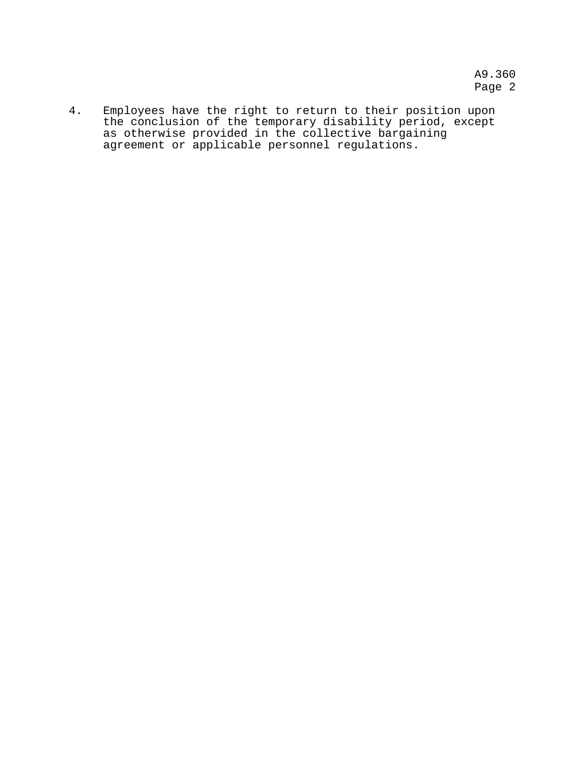4. Employees have the right to return to their position upon the conclusion of the temporary disability period, except as otherwise provided in the collective bargaining agreement or applicable personnel regulations.